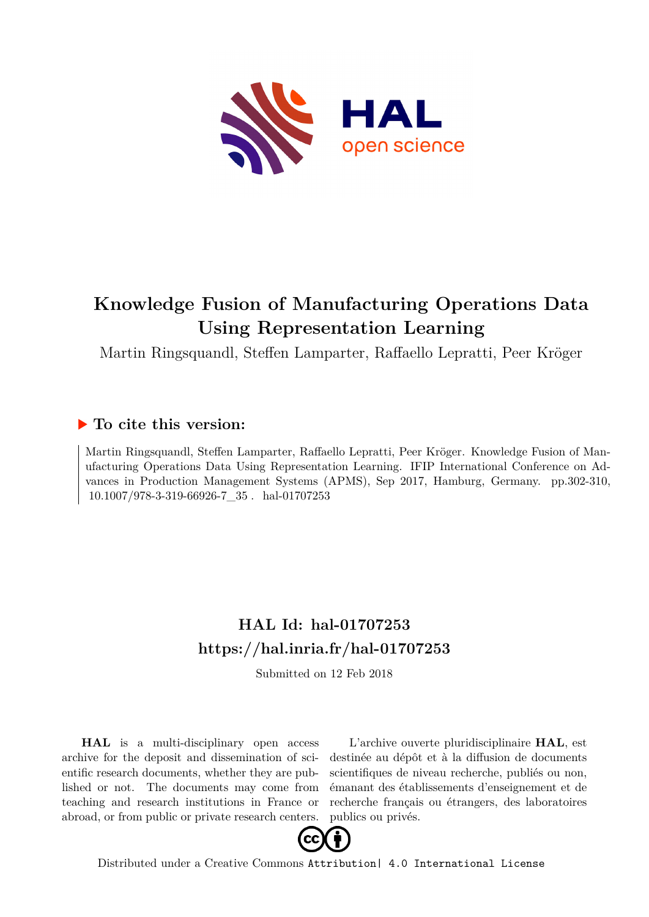# Knowledge Fusion of Manufacturing Operations Data Using Representation Learning

Martin Ringsquandl, Steffen Lamparter, Raffaello Lepratti, Peer Kröger

## ▶ To cite this version:

Martin Ringsquandl, Steffen Lamparter, Raffaello Lepratti, Peer Kröger. Knowledge Fusion of Manufacturing Operations Data Using Representation Learning. IFIP International Conference on Advances in Production Management Systems (APMS), Sep 2017, Hamburg, Germany. pp.302-310, 10.1007/978-3-319-66926-7_35 . hal-01707253

## HAL Id: hal-01707253

## https://hal.inria.fr/hal-01707253

Submitted on 12 Feb 2018

**HAL** is a multi-disciplinary open access archive for the deposit and dissemination of scientific research documents, whether they are published or not. The documents may come from teaching and research institutions in France or abroad, or from public or private research centers.

L'archive ouverte pluridisciplinaire **HAL**, est destinée au dépôt et à la diffusion de documents scientifiques de niveau recherche, publiés ou non, émanant des établissements d'enseignement et de recherche français ou étrangers, des laboratoires publics ou privés.

Distributed under a Creative Commons Attribution| 4.0 International License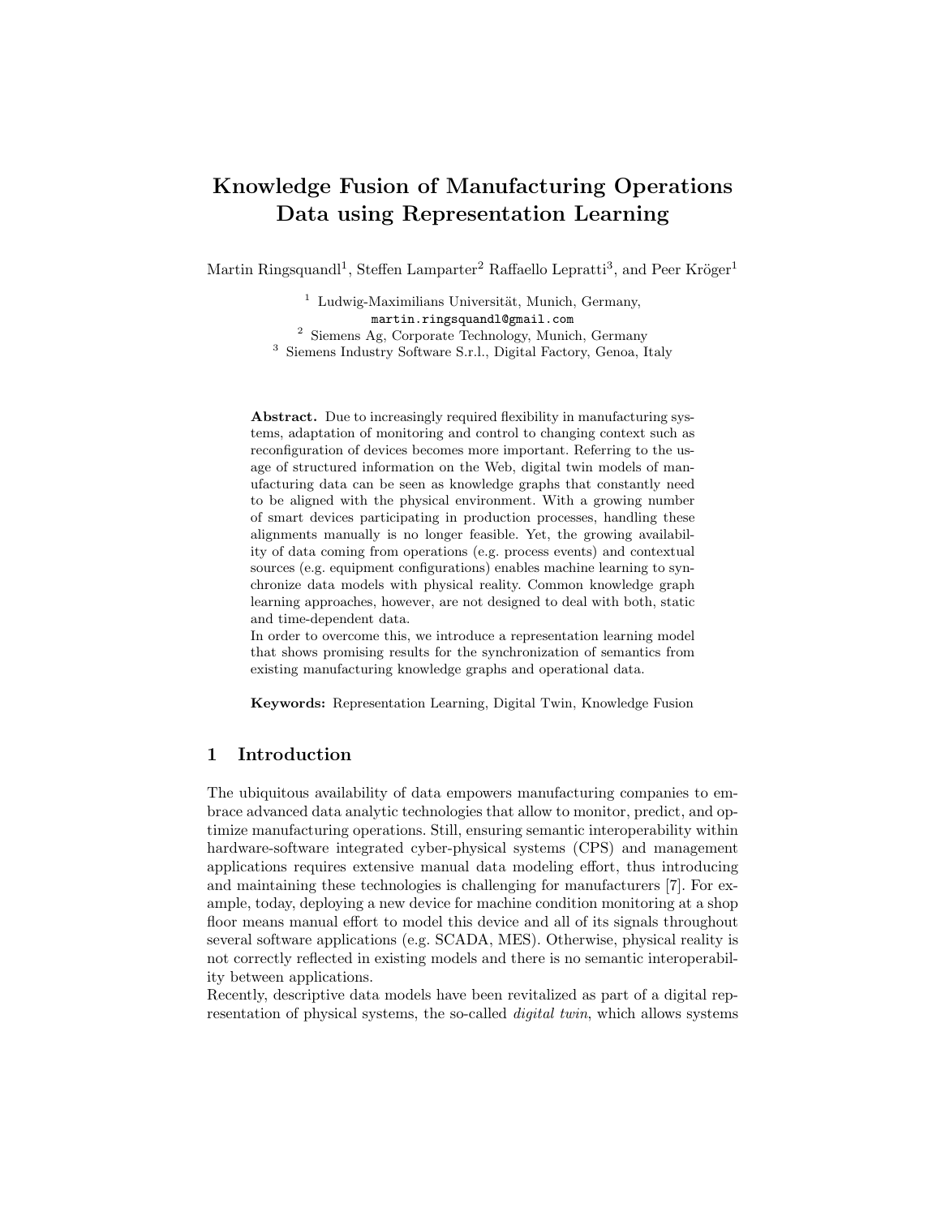# Knowledge Fusion of Manufacturing Operations Data using Representation Learning

Martin Ringsquandl[1], Steffen Lamparter[2] Raffaello Lepratti[3], and Peer Kröger[1]

[1] Ludwig-Maximilians Universität, Munich, Germany,
martin.ringsquandl@gmail.com

[2] Siemens Ag, Corporate Technology, Munich, Germany

[3] Siemens Industry Software S.r.l., Digital Factory, Genoa, Italy

**Abstract.** Due to increasingly required flexibility in manufacturing systems, adaptation of monitoring and control to changing context such as reconfiguration of devices becomes more important. Referring to the usage of structured information on the Web, digital twin models of manufacturing data can be seen as knowledge graphs that constantly need to be aligned with the physical environment. With a growing number of smart devices participating in production processes, handling these alignments manually is no longer feasible. Yet, the growing availability of data coming from operations (e.g. process events) and contextual sources (e.g. equipment configurations) enables machine learning to synchronize data models with physical reality. Common knowledge graph learning approaches, however, are not designed to deal with both, static and time-dependent data.

In order to overcome this, we introduce a representation learning model that shows promising results for the synchronization of semantics from existing manufacturing knowledge graphs and operational data.

**Keywords:** Representation Learning, Digital Twin, Knowledge Fusion

## 1 Introduction

The ubiquitous availability of data empowers manufacturing companies to embrace advanced data analytic technologies that allow to monitor, predict, and optimize manufacturing operations. Still, ensuring semantic interoperability within hardware-software integrated cyber-physical systems (CPS) and management applications requires extensive manual data modeling effort, thus introducing and maintaining these technologies is challenging for manufacturers [7]. For example, today, deploying a new device for machine condition monitoring at a shop floor means manual effort to model this device and all of its signals throughout several software applications (e.g. SCADA, MES). Otherwise, physical reality is not correctly reflected in existing models and there is no semantic interoperability between applications.

Recently, descriptive data models have been revitalized as part of a digital representation of physical systems, the so-called *digital twin*, which allows systems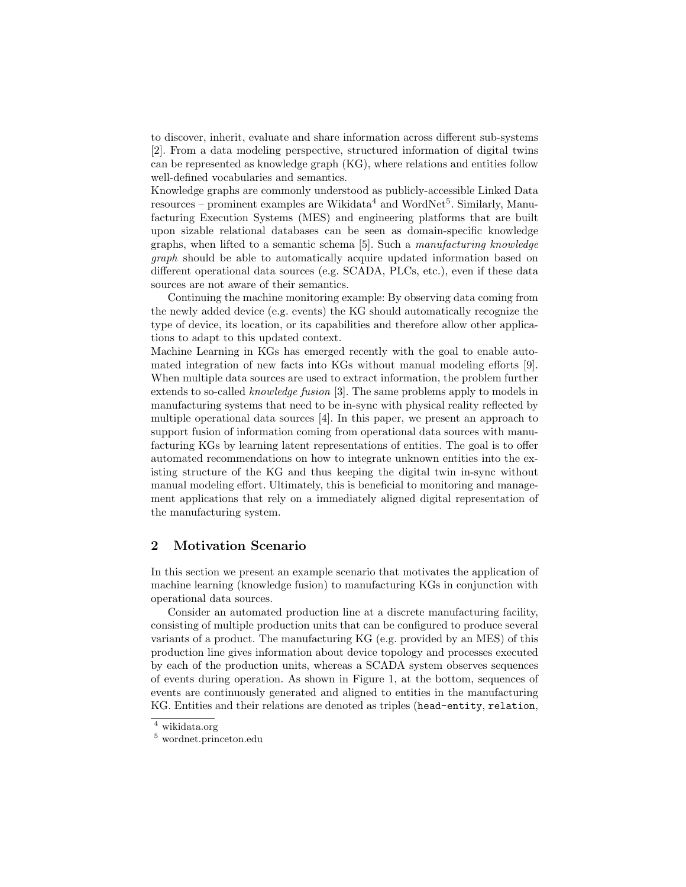to discover, inherit, evaluate and share information across different sub-systems [2]. From a data modeling perspective, structured information of digital twins can be represented as knowledge graph (KG), where relations and entities follow well-defined vocabularies and semantics.

Knowledge graphs are commonly understood as publicly-accessible Linked Data resources – prominent examples are Wikidata[4] and WordNet[5]. Similarly, Manufacturing Execution Systems (MES) and engineering platforms that are built upon sizable relational databases can be seen as domain-specific knowledge graphs, when lifted to a semantic schema [5]. Such a *manufacturing knowledge graph* should be able to automatically acquire updated information based on different operational data sources (e.g. SCADA, PLCs, etc.), even if these data sources are not aware of their semantics.

Continuing the machine monitoring example: By observing data coming from the newly added device (e.g. events) the KG should automatically recognize the type of device, its location, or its capabilities and therefore allow other applications to adapt to this updated context.

Machine Learning in KGs has emerged recently with the goal to enable automated integration of new facts into KGs without manual modeling efforts [9]. When multiple data sources are used to extract information, the problem further extends to so-called *knowledge fusion* [3]. The same problems apply to models in manufacturing systems that need to be in-sync with physical reality reflected by multiple operational data sources [4]. In this paper, we present an approach to support fusion of information coming from operational data sources with manufacturing KGs by learning latent representations of entities. The goal is to offer automated recommendations on how to integrate unknown entities into the existing structure of the KG and thus keeping the digital twin in-sync without manual modeling effort. Ultimately, this is beneficial to monitoring and management applications that rely on a immediately aligned digital representation of the manufacturing system.

## 2 Motivation Scenario

In this section we present an example scenario that motivates the application of machine learning (knowledge fusion) to manufacturing KGs in conjunction with operational data sources.

Consider an automated production line at a discrete manufacturing facility, consisting of multiple production units that can be configured to produce several variants of a product. The manufacturing KG (e.g. provided by an MES) of this production line gives information about device topology and processes executed by each of the production units, whereas a SCADA system observes sequences of events during operation. As shown in Figure 1, at the bottom, sequences of events are continuously generated and aligned to entities in the manufacturing KG. Entities and their relations are denoted as triples (`head-entity`, `relation`,

[4] wikidata.org

[5] wordnet.princeton.edu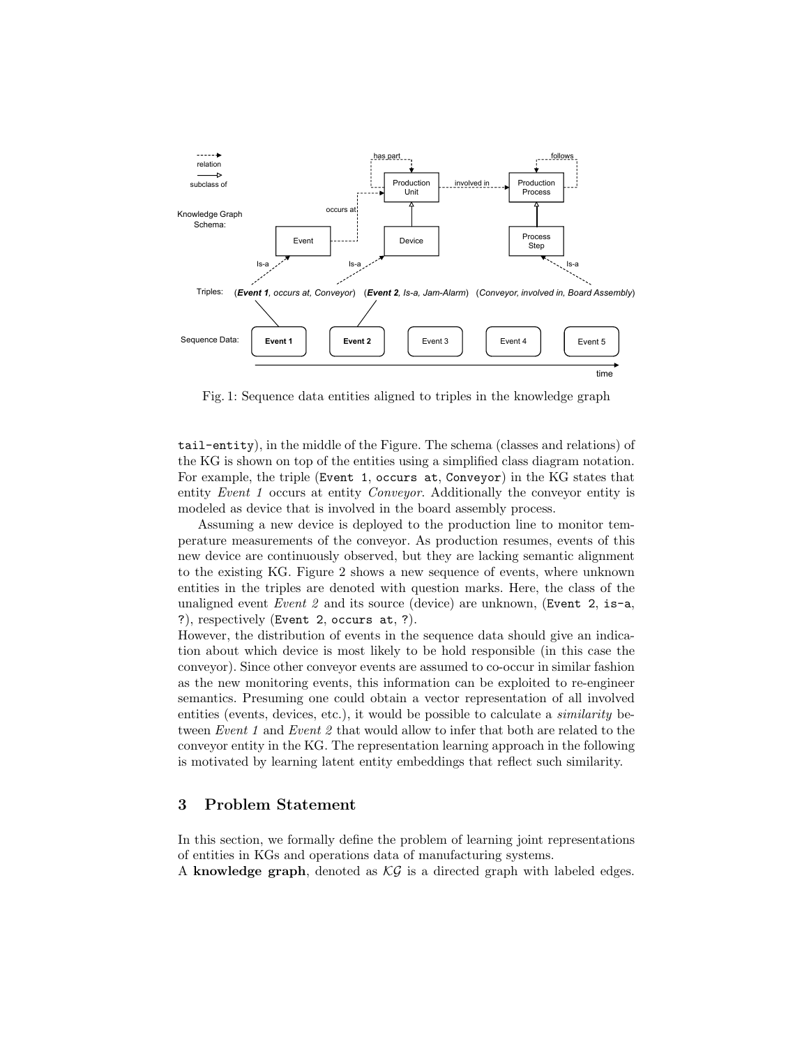Fig. 1: Sequence data entities aligned to triples in the knowledge graph

tail-entity), in the middle of the Figure. The schema (classes and relations) of the KG is shown on top of the entities using a simplified class diagram notation. For example, the triple (Event 1, occurs at, Conveyor) in the KG states that entity *Event 1* occurs at entity *Conveyor*. Additionally the conveyor entity is modeled as device that is involved in the board assembly process.

Assuming a new device is deployed to the production line to monitor temperature measurements of the conveyor. As production resumes, events of this new device are continuously observed, but they are lacking semantic alignment to the existing KG. Figure 2 shows a new sequence of events, where unknown entities in the triples are denoted with question marks. Here, the class of the unaligned event *Event 2* and its source (device) are unknown, (Event 2, is-a, ?), respectively (Event 2, occurs at, ?).
However, the distribution of events in the sequence data should give an indication about which device is most likely to be hold responsible (in this case the conveyor). Since other conveyor events are assumed to co-occur in similar fashion as the new monitoring events, this information can be exploited to re-engineer semantics. Presuming one could obtain a vector representation of all involved entities (events, devices, etc.), it would be possible to calculate a *similarity* between *Event 1* and *Event 2* that would allow to infer that both are related to the conveyor entity in the KG. The representation learning approach in the following is motivated by learning latent entity embeddings that reflect such similarity.

## 3 Problem Statement

In this section, we formally define the problem of learning joint representations of entities in KGs and operations data of manufacturing systems.
A **knowledge graph**, denoted as $\mathcal{KG}$ is a directed graph with labeled edges.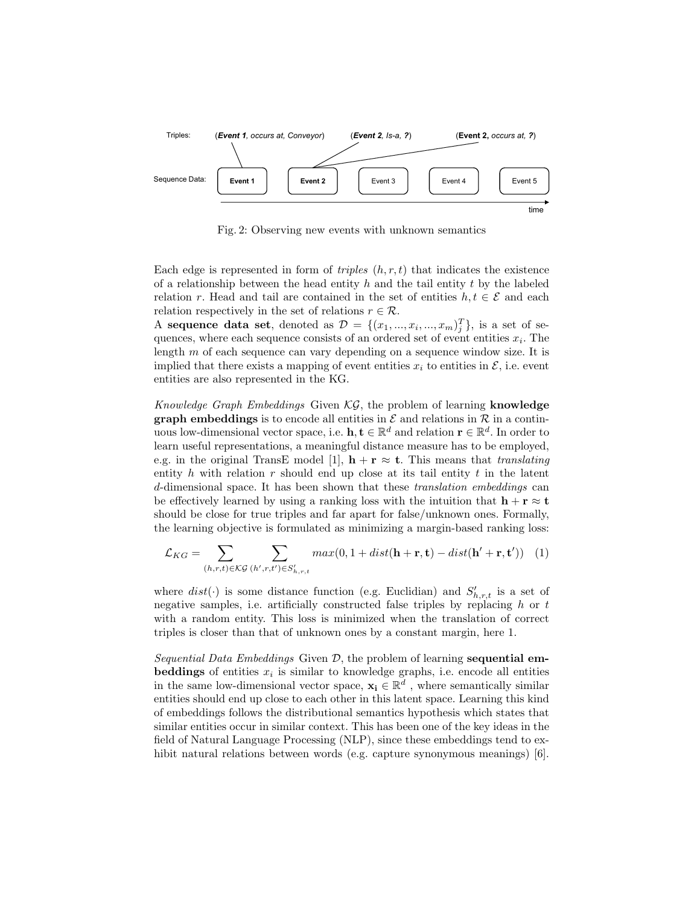Triples: (***Event 1***, *occurs at*, *Conveyor*) (***Event 2***, *Is-a*, ***?***) (**Event 2,** *occurs at*, ***?***)

Sequence Data: **Event 1** **Event 2** Event 3 Event 4 Event 5

time

Fig. 2: Observing new events with unknown semantics

Each edge is represented in form of *triples* $(h, r, t)$ that indicates the existence of a relationship between the head entity $h$ and the tail entity $t$ by the labeled relation $r$. Head and tail are contained in the set of entities $h, t \in \mathcal{E}$ and each relation respectively in the set of relations $r \in \mathcal{R}$.
A **sequence data set**, denoted as $\mathcal{D} = \{(x_1, ..., x_i, ..., x_m)_j^T\}$, is a set of sequences, where each sequence consists of an ordered set of event entities $x_i$. The length $m$ of each sequence can vary depending on a sequence window size. It is implied that there exists a mapping of event entities $x_i$ to entities in $\mathcal{E}$, i.e. event entities are also represented in the KG.

*Knowledge Graph Embeddings* Given $\mathcal{KG}$, the problem of learning **knowledge graph embeddings** is to encode all entities in $\mathcal{E}$ and relations in $\mathcal{R}$ in a continuous low-dimensional vector space, i.e. $\mathbf{h}, \mathbf{t} \in \mathbb{R}^d$ and relation $\mathbf{r} \in \mathbb{R}^d$. In order to learn useful representations, a meaningful distance measure has to be employed, e.g. in the original TransE model [1], $\mathbf{h} + \mathbf{r} \approx \mathbf{t}$. This means that *translating* entity $h$ with relation $r$ should end up close at its tail entity $t$ in the latent $d$-dimensional space. It has been shown that these *translation embeddings* can be effectively learned by using a ranking loss with the intuition that $\mathbf{h} + \mathbf{r} \approx \mathbf{t}$ should be close for true triples and far apart for false/unknown ones. Formally, the learning objective is formulated as minimizing a margin-based ranking loss:

$$\mathcal{L}_{KG} = \sum_{(h,r,t) \in \mathcal{KG}} \sum_{(h',r,t') \in S'_{h,r,t}} max(0, 1 + dist(\mathbf{h} + \mathbf{r}, \mathbf{t}) - dist(\mathbf{h'} + \mathbf{r}, \mathbf{t'})) \quad (1)$$

where $dist(\cdot)$ is some distance function (e.g. Euclidian) and $S'_{h,r,t}$ is a set of negative samples, i.e. artificially constructed false triples by replacing $h$ or $t$ with a random entity. This loss is minimized when the translation of correct triples is closer than that of unknown ones by a constant margin, here 1.

*Sequential Data Embeddings* Given $\mathcal{D}$, the problem of learning **sequential embeddings** of entities $x_i$ is similar to knowledge graphs, i.e. encode all entities in the same low-dimensional vector space, $\mathbf{x_i} \in \mathbb{R}^d$ , where semantically similar entities should end up close to each other in this latent space. Learning this kind of embeddings follows the distributional semantics hypothesis which states that similar entities occur in similar context. This has been one of the key ideas in the field of Natural Language Processing (NLP), since these embeddings tend to exhibit natural relations between words (e.g. capture synonymous meanings) [6].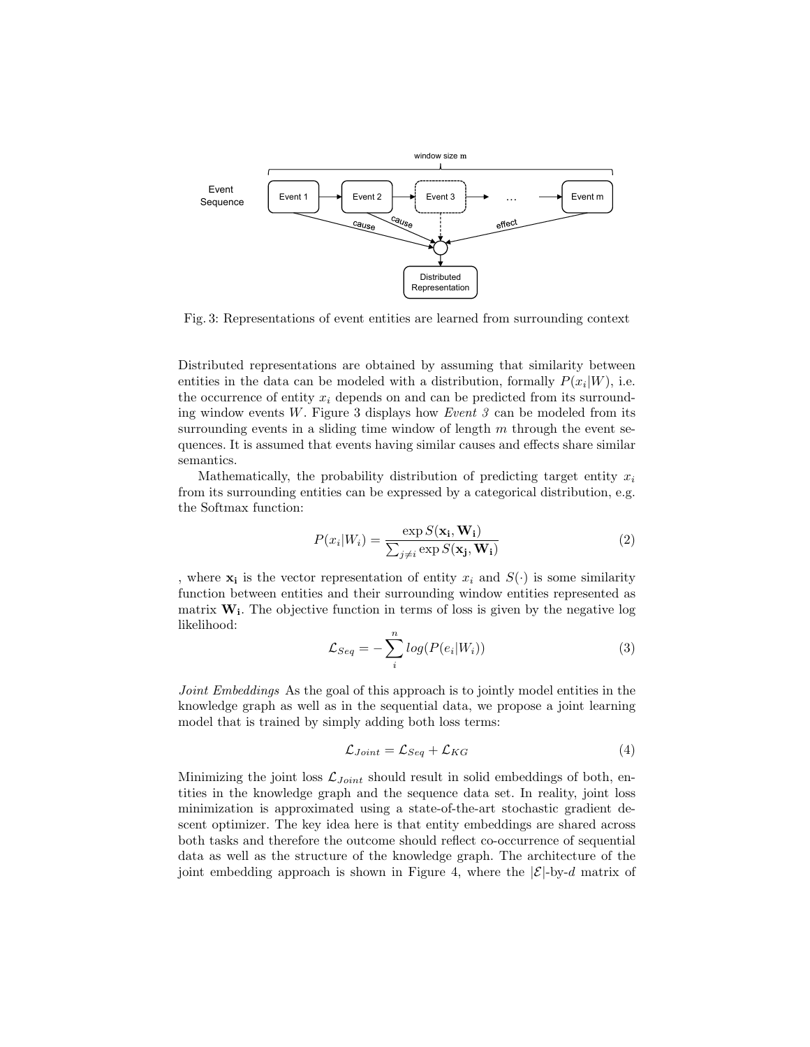Fig. 3: Representations of event entities are learned from surrounding context

Distributed representations are obtained by assuming that similarity between entities in the data can be modeled with a distribution, formally $P(x_i|W)$, i.e. the occurrence of entity $x_i$ depends on and can be predicted from its surrounding window events $W$. Figure 3 displays how *Event 3* can be modeled from its surrounding events in a sliding time window of length $m$ through the event sequences. It is assumed that events having similar causes and effects share similar semantics.

Mathematically, the probability distribution of predicting target entity $x_i$ from its surrounding entities can be expressed by a categorical distribution, e.g. the Softmax function:

$$P(x_i|W_i) = \frac{\exp S(\mathbf{x_i}, \mathbf{W_i})}{\sum_{j \neq i} \exp S(\mathbf{x_j}, \mathbf{W_i})} \tag{2}$$

, where $\mathbf{x_i}$ is the vector representation of entity $x_i$ and $S(\cdot)$ is some similarity function between entities and their surrounding window entities represented as matrix $\mathbf{W_i}$. The objective function in terms of loss is given by the negative log likelihood:

$$\mathcal{L}_{Seq} = -\sum_{i}^{n} log(P(e_i|W_i)) \tag{3}$$

*Joint Embeddings* As the goal of this approach is to jointly model entities in the knowledge graph as well as in the sequential data, we propose a joint learning model that is trained by simply adding both loss terms:

$$\mathcal{L}_{Joint} = \mathcal{L}_{Seq} + \mathcal{L}_{KG} \tag{4}$$

Minimizing the joint loss $\mathcal{L}_{Joint}$ should result in solid embeddings of both, entities in the knowledge graph and the sequence data set. In reality, joint loss minimization is approximated using a state-of-the-art stochastic gradient descent optimizer. The key idea here is that entity embeddings are shared across both tasks and therefore the outcome should reflect co-occurrence of sequential data as well as the structure of the knowledge graph. The architecture of the joint embedding approach is shown in Figure 4, where the $|\mathcal{E}|$-by-$d$ matrix of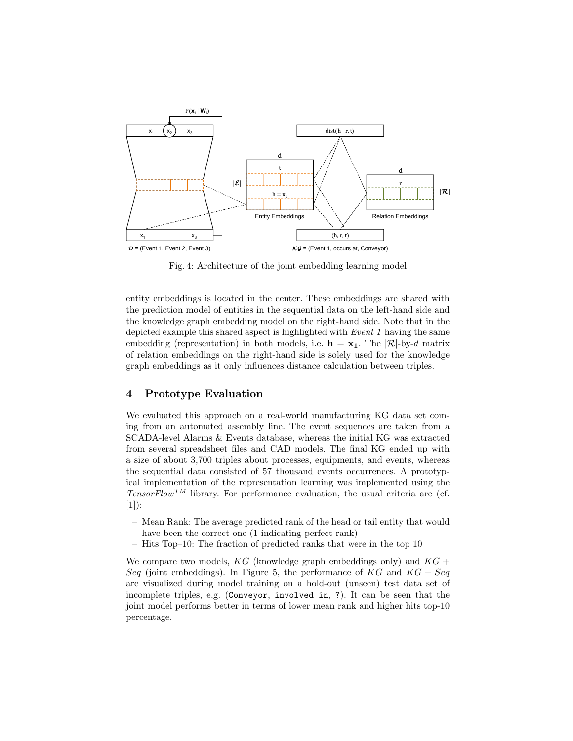Fig. 4: Architecture of the joint embedding learning model

entity embeddings is located in the center. These embeddings are shared with the prediction model of entities in the sequential data on the left-hand side and the knowledge graph embedding model on the right-hand side. Note that in the depicted example this shared aspect is highlighted with *Event 1* having the same embedding (representation) in both models, i.e. $\mathbf{h} = \mathbf{x_1}$. The $|\mathcal{R}|$-by-$d$ matrix of relation embeddings on the right-hand side is solely used for the knowledge graph embeddings as it only influences distance calculation between triples.

## 4 Prototype Evaluation

We evaluated this approach on a real-world manufacturing KG data set coming from an automated assembly line. The event sequences are taken from a SCADA-level Alarms & Events database, whereas the initial KG was extracted from several spreadsheet files and CAD models. The final KG ended up with a size of about 3,700 triples about processes, equipments, and events, whereas the sequential data consisted of 57 thousand events occurrences. A prototypical implementation of the representation learning was implemented using the *TensorFlow*$^{TM}$ library. For performance evaluation, the usual criteria are (cf. [1]):

- Mean Rank: The average predicted rank of the head or tail entity that would have been the correct one (1 indicating perfect rank)
- Hits Top–10: The fraction of predicted ranks that were in the top 10

We compare two models, $KG$ (knowledge graph embeddings only) and $KG + Seq$ (joint embeddings). In Figure 5, the performance of $KG$ and $KG + Seq$ are visualized during model training on a hold-out (unseen) test data set of incomplete triples, e.g. (`Conveyor`, `involved in`, `?`). It can be seen that the joint model performs better in terms of lower mean rank and higher hits top-10 percentage.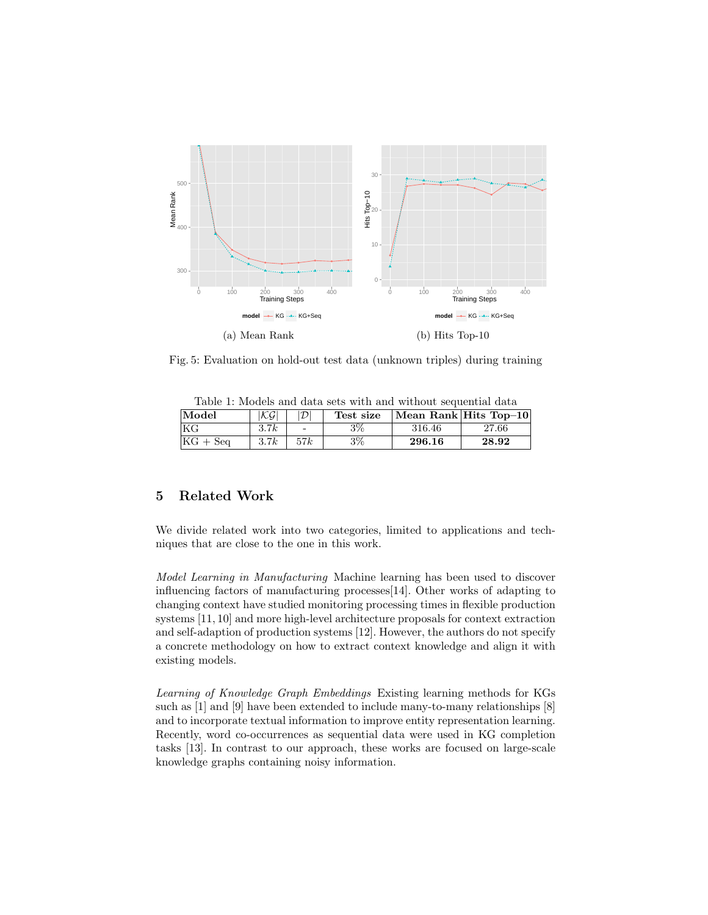(a) Mean Rank

(b) Hits Top-10

Fig. 5: Evaluation on hold-out test data (unknown triples) during training

Table 1: Models and data sets with and without sequential data

| Model | $\|\mathcal{KG}\|$ | $\|\mathcal{D}\|$ | Test size | Mean Rank | Hits Top–10 |
|---|---|---|---|---|---|
| KG | 3.7$k$ | - | 3% | 316.46 | 27.66 |
| KG + Seq | 3.7$k$ | 57$k$ | 3% | **296.16** | **28.92** |

## 5 Related Work

We divide related work into two categories, limited to applications and techniques that are close to the one in this work.

*Model Learning in Manufacturing* Machine learning has been used to discover influencing factors of manufacturing processes[14]. Other works of adapting to changing context have studied monitoring processing times in flexible production systems [11, 10] and more high-level architecture proposals for context extraction and self-adaption of production systems [12]. However, the authors do not specify a concrete methodology on how to extract context knowledge and align it with existing models.

*Learning of Knowledge Graph Embeddings* Existing learning methods for KGs such as [1] and [9] have been extended to include many-to-many relationships [8] and to incorporate textual information to improve entity representation learning. Recently, word co-occurrences as sequential data were used in KG completion tasks [13]. In contrast to our approach, these works are focused on large-scale knowledge graphs containing noisy information.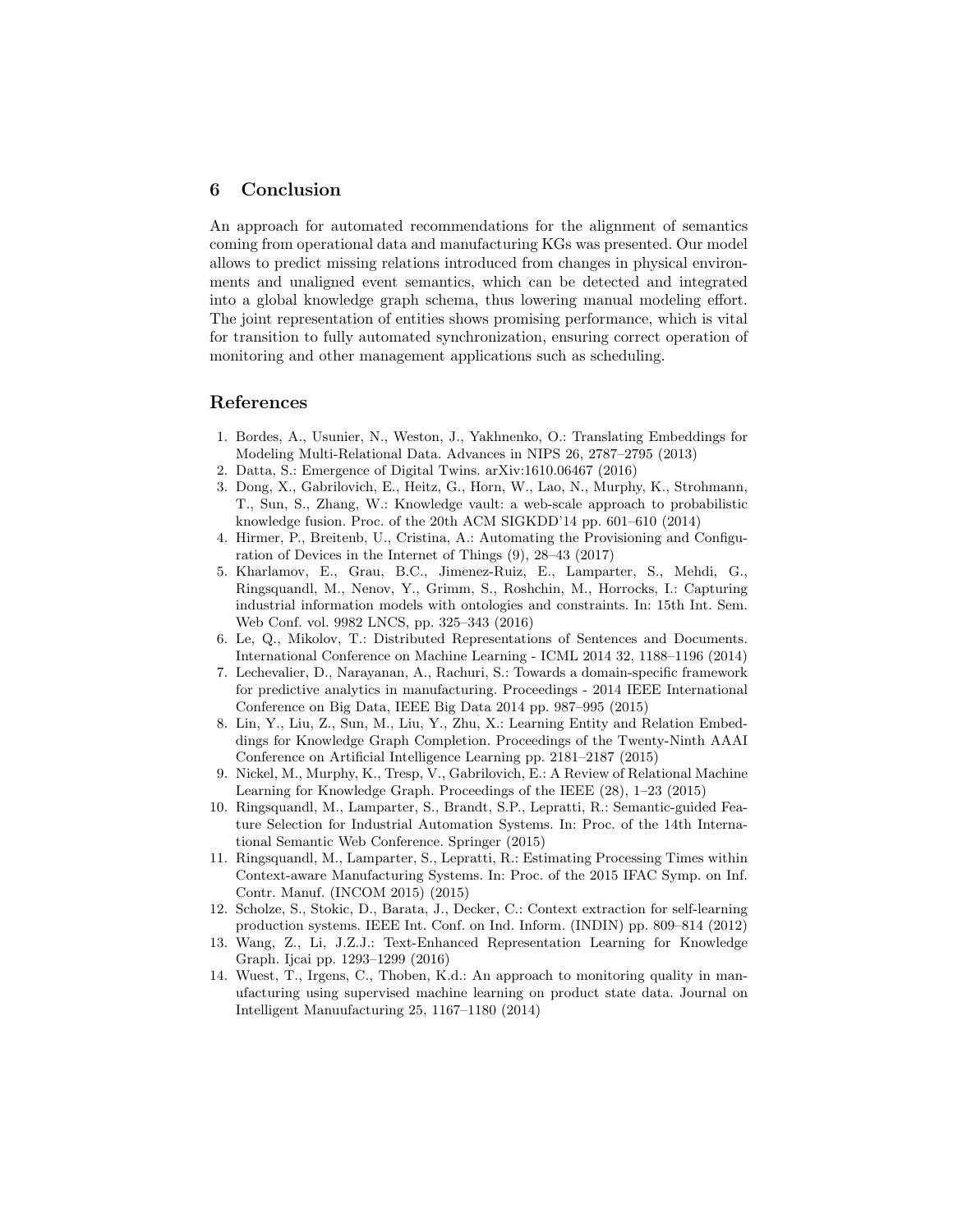## 6 Conclusion

An approach for automated recommendations for the alignment of semantics coming from operational data and manufacturing KGs was presented. Our model allows to predict missing relations introduced from changes in physical environments and unaligned event semantics, which can be detected and integrated into a global knowledge graph schema, thus lowering manual modeling effort. The joint representation of entities shows promising performance, which is vital for transition to fully automated synchronization, ensuring correct operation of monitoring and other management applications such as scheduling.

## References

1. Bordes, A., Usunier, N., Weston, J., Yakhnenko, O.: Translating Embeddings for Modeling Multi-Relational Data. Advances in NIPS 26, 2787–2795 (2013)
2. Datta, S.: Emergence of Digital Twins. arXiv:1610.06467 (2016)
3. Dong, X., Gabrilovich, E., Heitz, G., Horn, W., Lao, N., Murphy, K., Strohmann, T., Sun, S., Zhang, W.: Knowledge vault: a web-scale approach to probabilistic knowledge fusion. Proc. of the 20th ACM SIGKDD'14 pp. 601–610 (2014)
4. Hirmer, P., Breitenb, U., Cristina, A.: Automating the Provisioning and Configuration of Devices in the Internet of Things (9), 28–43 (2017)
5. Kharlamov, E., Grau, B.C., Jimenez-Ruiz, E., Lamparter, S., Mehdi, G., Ringsquandl, M., Nenov, Y., Grimm, S., Roshchin, M., Horrocks, I.: Capturing industrial information models with ontologies and constraints. In: 15th Int. Sem. Web Conf. vol. 9982 LNCS, pp. 325–343 (2016)
6. Le, Q., Mikolov, T.: Distributed Representations of Sentences and Documents. International Conference on Machine Learning - ICML 2014 32, 1188–1196 (2014)
7. Lechevalier, D., Narayanan, A., Rachuri, S.: Towards a domain-specific framework for predictive analytics in manufacturing. Proceedings - 2014 IEEE International Conference on Big Data, IEEE Big Data 2014 pp. 987–995 (2015)
8. Lin, Y., Liu, Z., Sun, M., Liu, Y., Zhu, X.: Learning Entity and Relation Embeddings for Knowledge Graph Completion. Proceedings of the Twenty-Ninth AAAI Conference on Artificial Intelligence Learning pp. 2181–2187 (2015)
9. Nickel, M., Murphy, K., Tresp, V., Gabrilovich, E.: A Review of Relational Machine Learning for Knowledge Graph. Proceedings of the IEEE (28), 1–23 (2015)
10. Ringsquandl, M., Lamparter, S., Brandt, S.P., Lepratti, R.: Semantic-guided Feature Selection for Industrial Automation Systems. In: Proc. of the 14th International Semantic Web Conference. Springer (2015)
11. Ringsquandl, M., Lamparter, S., Lepratti, R.: Estimating Processing Times within Context-aware Manufacturing Systems. In: Proc. of the 2015 IFAC Symp. on Inf. Contr. Manuf. (INCOM 2015) (2015)
12. Scholze, S., Stokic, D., Barata, J., Decker, C.: Context extraction for self-learning production systems. IEEE Int. Conf. on Ind. Inform. (INDIN) pp. 809–814 (2012)
13. Wang, Z., Li, J.Z.J.: Text-Enhanced Representation Learning for Knowledge Graph. Ijcai pp. 1293–1299 (2016)
14. Wuest, T., Irgens, C., Thoben, K.d.: An approach to monitoring quality in manufacturing using supervised machine learning on product state data. Journal on Intelligent Manuufacturing 25, 1167–1180 (2014)